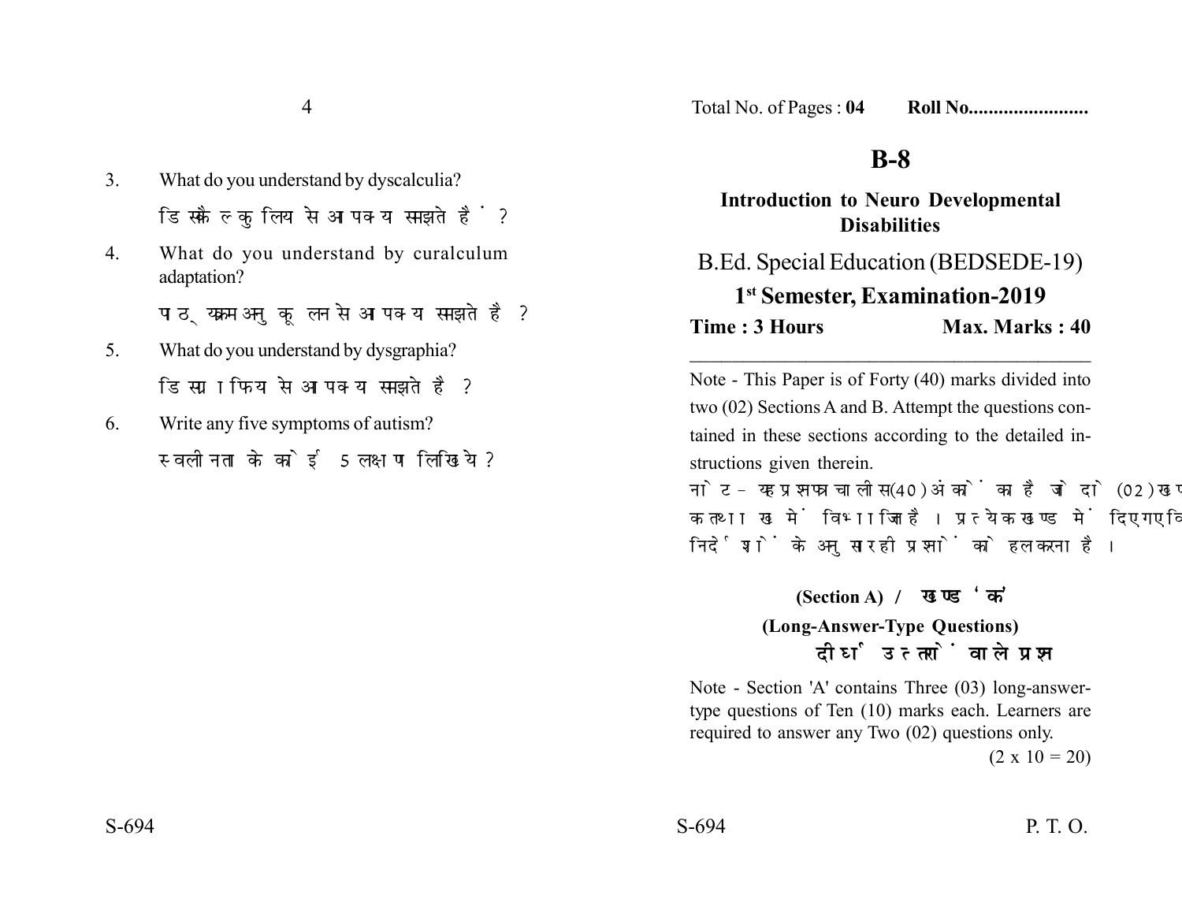3. What do you understand by dyscalculia?

   डिस्कैल्कुलिया से आप क्या समझते हैं?

4. What do you understand by curalculum adaptation?

   पाठ्यक्रम अनुकूलन से आप क्या समझते हैं?

5. What do you understand by dysgraphia?

   डिस्ग्राफिया से आप क्या समझते हैं?

6. Write any five symptoms of autism?

   स्वलीनता के कोई 5 लक्षण लिखिये?

Total No. of Pages : **04** **Roll No.......................**

# B-8

## Introduction to Neuro Developmental Disabilities

B.Ed. Special Education (BEDSEDE-19)

**1st Semester, Examination-2019**

**Time : 3 Hours** **Max. Marks : 40**

---

Note - This Paper is of Forty (40) marks divided into two (02) Sections A and B. Attempt the questions contained in these sections according to the detailed instructions given therein.

नोट - यह प्रश्नपत्र चालीस (40) अंकों का है जो दो (02) खण्डों क तथा ख में विभाजित है। प्रत्येक खण्ड में दिए गए विस्तृत निर्देशों के अनुसार ही प्रश्नों को हल करना है।

### (Section A) / खण्ड 'क'

### (Long-Answer-Type Questions)

### दीर्घ उत्तरों वाले प्रश्न

Note - Section 'A' contains Three (03) long-answer-type questions of Ten (10) marks each. Learners are required to answer any Two (02) questions only.

(2 x 10 = 20)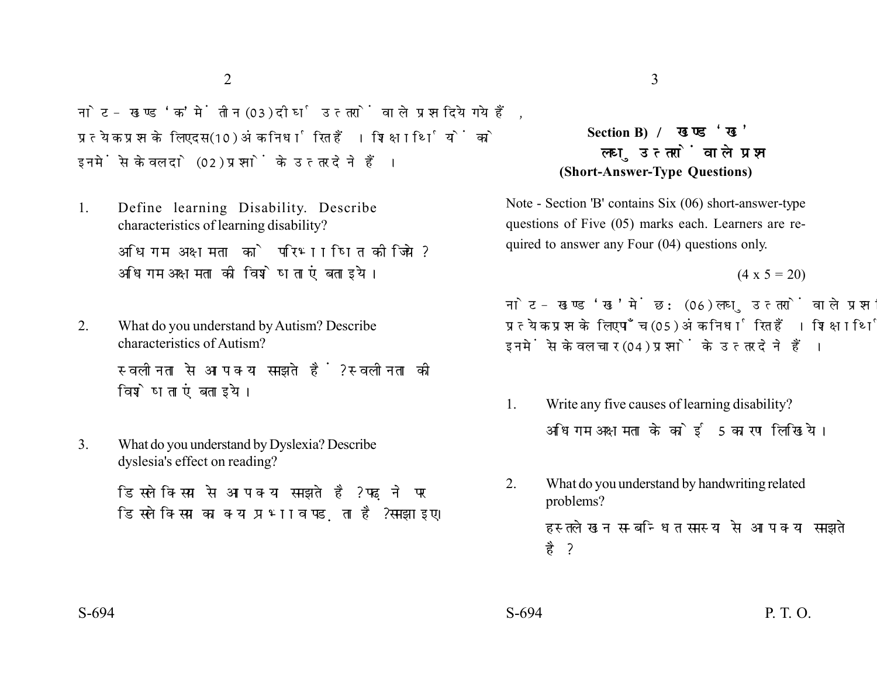नोट - खण्ड 'क' में तीन (03) दीर्घ उत्तरों वाले प्रश्न दिये गये हैं, प्रत्येक प्रश्न के लिए दस (10) अंक निर्धारित हैं। शिक्षार्थियों को इनमें से केवल दो (02) प्रश्नों के उत्तर देने हैं।

1. Define learning Disability. Describe characteristics of learning disability?

   अधिगम अक्षमता को परिभाषित कीजिये? अधिगम अक्षमता की विशेषताएं बताइये।

2. What do you understand by Autism? Describe characteristics of Autism?

   स्वलीनता से आप क्या समझते हैं? स्वलीनता की विशेषताएं बताइये।

3. What do you understand by Dyslexia? Describe dyslesia's effect on reading?

   डिस्लेक्सिया से आप क्या समझते है? पढ़ने पर डिस्लेक्सिया का क्या प्रभाव पड़ता है? समझाइए।

## Section B) / खण्ड 'ख'

### लघु उत्तरों वाले प्रश्न
### (Short-Answer-Type Questions)

Note - Section 'B' contains Six (06) short-answer-type questions of Five (05) marks each. Learners are required to answer any Four (04) questions only.

(4 x 5 = 20)

नोट - खण्ड 'ख' में छः (06) लघु उत्तरों वाले प्रश्न दिये गये हैं, प्रत्येक प्रश्न के लिए पाँच (05) अंक निर्धारित हैं। शिक्षार्थियों को इनमें से केवल चार (04) प्रश्नों के उत्तर देने हैं।

1. Write any five causes of learning disability?

   अधिगम अक्षमता के कोई 5 कारण लिखिये।

2. What do you understand by handwriting related problems?

   हस्तलेखन सम्बन्धित समस्या से आप क्या समझते है?

P. T. O.